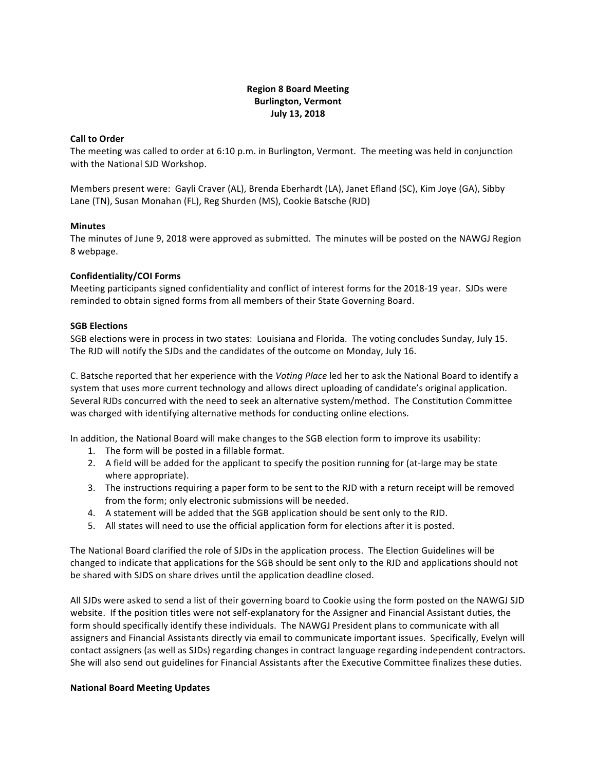# Region 8 Board Meeting
# Burlington, Vermont
# July 13, 2018

**Call to Order**

The meeting was called to order at 6:10 p.m. in Burlington, Vermont. The meeting was held in conjunction with the National SJD Workshop.

Members present were: Gayli Craver (AL), Brenda Eberhardt (LA), Janet Efland (SC), Kim Joye (GA), Sibby Lane (TN), Susan Monahan (FL), Reg Shurden (MS), Cookie Batsche (RJD)

**Minutes**

The minutes of June 9, 2018 were approved as submitted. The minutes will be posted on the NAWGJ Region 8 webpage.

**Confidentiality/COI Forms**

Meeting participants signed confidentiality and conflict of interest forms for the 2018-19 year. SJDs were reminded to obtain signed forms from all members of their State Governing Board.

**SGB Elections**

SGB elections were in process in two states: Louisiana and Florida. The voting concludes Sunday, July 15. The RJD will notify the SJDs and the candidates of the outcome on Monday, July 16.

C. Batsche reported that her experience with the *Voting Place* led her to ask the National Board to identify a system that uses more current technology and allows direct uploading of candidate's original application. Several RJDs concurred with the need to seek an alternative system/method. The Constitution Committee was charged with identifying alternative methods for conducting online elections.

In addition, the National Board will make changes to the SGB election form to improve its usability:

1. The form will be posted in a fillable format.
2. A field will be added for the applicant to specify the position running for (at-large may be state where appropriate).
3. The instructions requiring a paper form to be sent to the RJD with a return receipt will be removed from the form; only electronic submissions will be needed.
4. A statement will be added that the SGB application should be sent only to the RJD.
5. All states will need to use the official application form for elections after it is posted.

The National Board clarified the role of SJDs in the application process. The Election Guidelines will be changed to indicate that applications for the SGB should be sent only to the RJD and applications should not be shared with SJDS on share drives until the application deadline closed.

All SJDs were asked to send a list of their governing board to Cookie using the form posted on the NAWGJ SJD website. If the position titles were not self-explanatory for the Assigner and Financial Assistant duties, the form should specifically identify these individuals. The NAWGJ President plans to communicate with all assigners and Financial Assistants directly via email to communicate important issues. Specifically, Evelyn will contact assigners (as well as SJDs) regarding changes in contract language regarding independent contractors. She will also send out guidelines for Financial Assistants after the Executive Committee finalizes these duties.

**National Board Meeting Updates**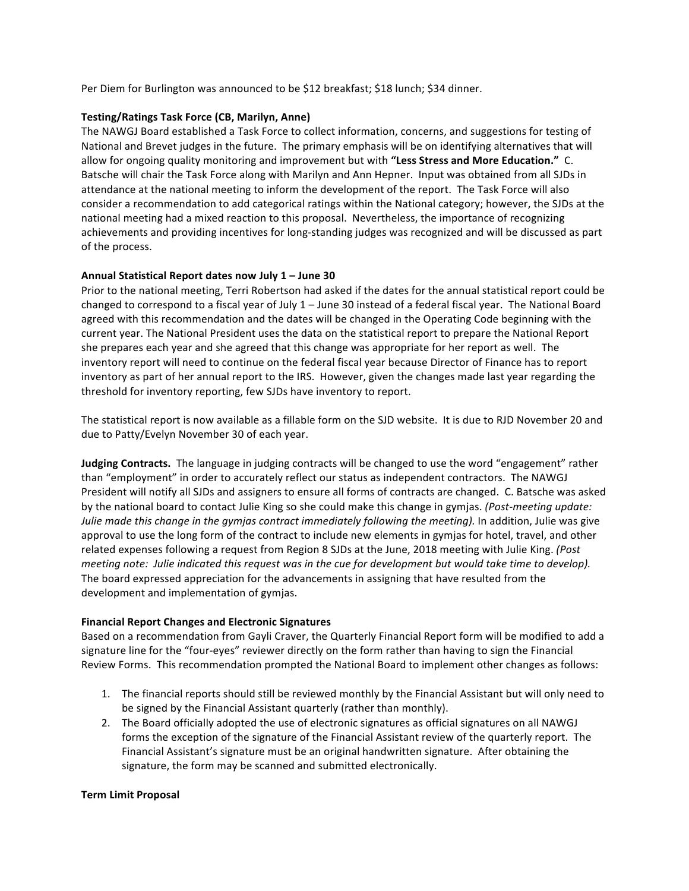Per Diem for Burlington was announced to be $12 breakfast; $18 lunch; $34 dinner.

**Testing/Ratings Task Force (CB, Marilyn, Anne)**

The NAWGJ Board established a Task Force to collect information, concerns, and suggestions for testing of National and Brevet judges in the future. The primary emphasis will be on identifying alternatives that will allow for ongoing quality monitoring and improvement but with **"Less Stress and More Education."** C. Batsche will chair the Task Force along with Marilyn and Ann Hepner. Input was obtained from all SJDs in attendance at the national meeting to inform the development of the report. The Task Force will also consider a recommendation to add categorical ratings within the National category; however, the SJDs at the national meeting had a mixed reaction to this proposal. Nevertheless, the importance of recognizing achievements and providing incentives for long-standing judges was recognized and will be discussed as part of the process.

**Annual Statistical Report dates now July 1 – June 30**

Prior to the national meeting, Terri Robertson had asked if the dates for the annual statistical report could be changed to correspond to a fiscal year of July 1 – June 30 instead of a federal fiscal year. The National Board agreed with this recommendation and the dates will be changed in the Operating Code beginning with the current year. The National President uses the data on the statistical report to prepare the National Report she prepares each year and she agreed that this change was appropriate for her report as well. The inventory report will need to continue on the federal fiscal year because Director of Finance has to report inventory as part of her annual report to the IRS. However, given the changes made last year regarding the threshold for inventory reporting, few SJDs have inventory to report.

The statistical report is now available as a fillable form on the SJD website. It is due to RJD November 20 and due to Patty/Evelyn November 30 of each year.

**Judging Contracts.** The language in judging contracts will be changed to use the word "engagement" rather than "employment" in order to accurately reflect our status as independent contractors. The NAWGJ President will notify all SJDs and assigners to ensure all forms of contracts are changed. C. Batsche was asked by the national board to contact Julie King so she could make this change in gymjas. *(Post-meeting update: Julie made this change in the gymjas contract immediately following the meeting).* In addition, Julie was give approval to use the long form of the contract to include new elements in gymjas for hotel, travel, and other related expenses following a request from Region 8 SJDs at the June, 2018 meeting with Julie King. *(Post meeting note: Julie indicated this request was in the cue for development but would take time to develop).* The board expressed appreciation for the advancements in assigning that have resulted from the development and implementation of gymjas.

**Financial Report Changes and Electronic Signatures**

Based on a recommendation from Gayli Craver, the Quarterly Financial Report form will be modified to add a signature line for the "four-eyes" reviewer directly on the form rather than having to sign the Financial Review Forms. This recommendation prompted the National Board to implement other changes as follows:

1. The financial reports should still be reviewed monthly by the Financial Assistant but will only need to be signed by the Financial Assistant quarterly (rather than monthly).
2. The Board officially adopted the use of electronic signatures as official signatures on all NAWGJ forms the exception of the signature of the Financial Assistant review of the quarterly report. The Financial Assistant's signature must be an original handwritten signature. After obtaining the signature, the form may be scanned and submitted electronically.

**Term Limit Proposal**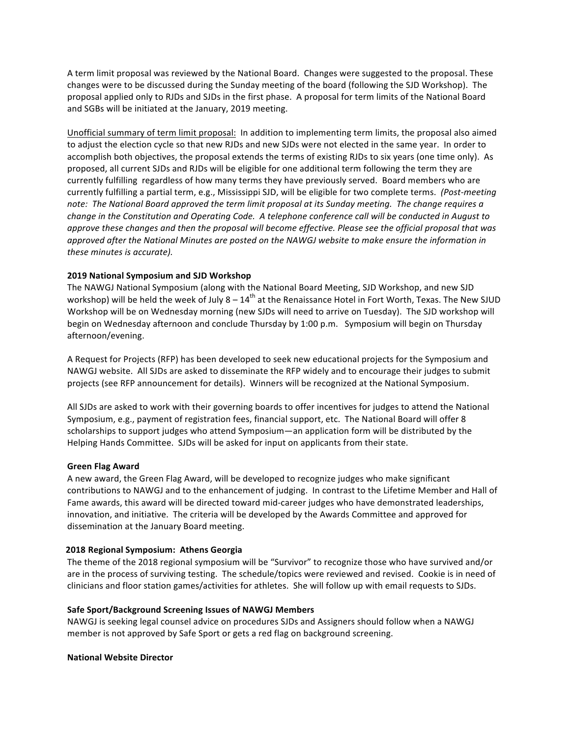A term limit proposal was reviewed by the National Board. Changes were suggested to the proposal. These changes were to be discussed during the Sunday meeting of the board (following the SJD Workshop). The proposal applied only to RJDs and SJDs in the first phase. A proposal for term limits of the National Board and SGBs will be initiated at the January, 2019 meeting.

Unofficial summary of term limit proposal: In addition to implementing term limits, the proposal also aimed to adjust the election cycle so that new RJDs and new SJDs were not elected in the same year. In order to accomplish both objectives, the proposal extends the terms of existing RJDs to six years (one time only). As proposed, all current SJDs and RJDs will be eligible for one additional term following the term they are currently fulfilling regardless of how many terms they have previously served. Board members who are currently fulfilling a partial term, e.g., Mississippi SJD, will be eligible for two complete terms. *(Post-meeting note: The National Board approved the term limit proposal at its Sunday meeting. The change requires a change in the Constitution and Operating Code. A telephone conference call will be conducted in August to approve these changes and then the proposal will become effective. Please see the official proposal that was approved after the National Minutes are posted on the NAWGJ website to make ensure the information in these minutes is accurate).*

**2019 National Symposium and SJD Workshop**

The NAWGJ National Symposium (along with the National Board Meeting, SJD Workshop, and new SJD workshop) will be held the week of July 8 – 14th at the Renaissance Hotel in Fort Worth, Texas. The New SJUD Workshop will be on Wednesday morning (new SJDs will need to arrive on Tuesday). The SJD workshop will begin on Wednesday afternoon and conclude Thursday by 1:00 p.m. Symposium will begin on Thursday afternoon/evening.

A Request for Projects (RFP) has been developed to seek new educational projects for the Symposium and NAWGJ website. All SJDs are asked to disseminate the RFP widely and to encourage their judges to submit projects (see RFP announcement for details). Winners will be recognized at the National Symposium.

All SJDs are asked to work with their governing boards to offer incentives for judges to attend the National Symposium, e.g., payment of registration fees, financial support, etc. The National Board will offer 8 scholarships to support judges who attend Symposium—an application form will be distributed by the Helping Hands Committee. SJDs will be asked for input on applicants from their state.

**Green Flag Award**

A new award, the Green Flag Award, will be developed to recognize judges who make significant contributions to NAWGJ and to the enhancement of judging. In contrast to the Lifetime Member and Hall of Fame awards, this award will be directed toward mid-career judges who have demonstrated leaderships, innovation, and initiative. The criteria will be developed by the Awards Committee and approved for dissemination at the January Board meeting.

**2018 Regional Symposium: Athens Georgia**

The theme of the 2018 regional symposium will be "Survivor" to recognize those who have survived and/or are in the process of surviving testing. The schedule/topics were reviewed and revised. Cookie is in need of clinicians and floor station games/activities for athletes. She will follow up with email requests to SJDs.

**Safe Sport/Background Screening Issues of NAWGJ Members**

NAWGJ is seeking legal counsel advice on procedures SJDs and Assigners should follow when a NAWGJ member is not approved by Safe Sport or gets a red flag on background screening.

**National Website Director**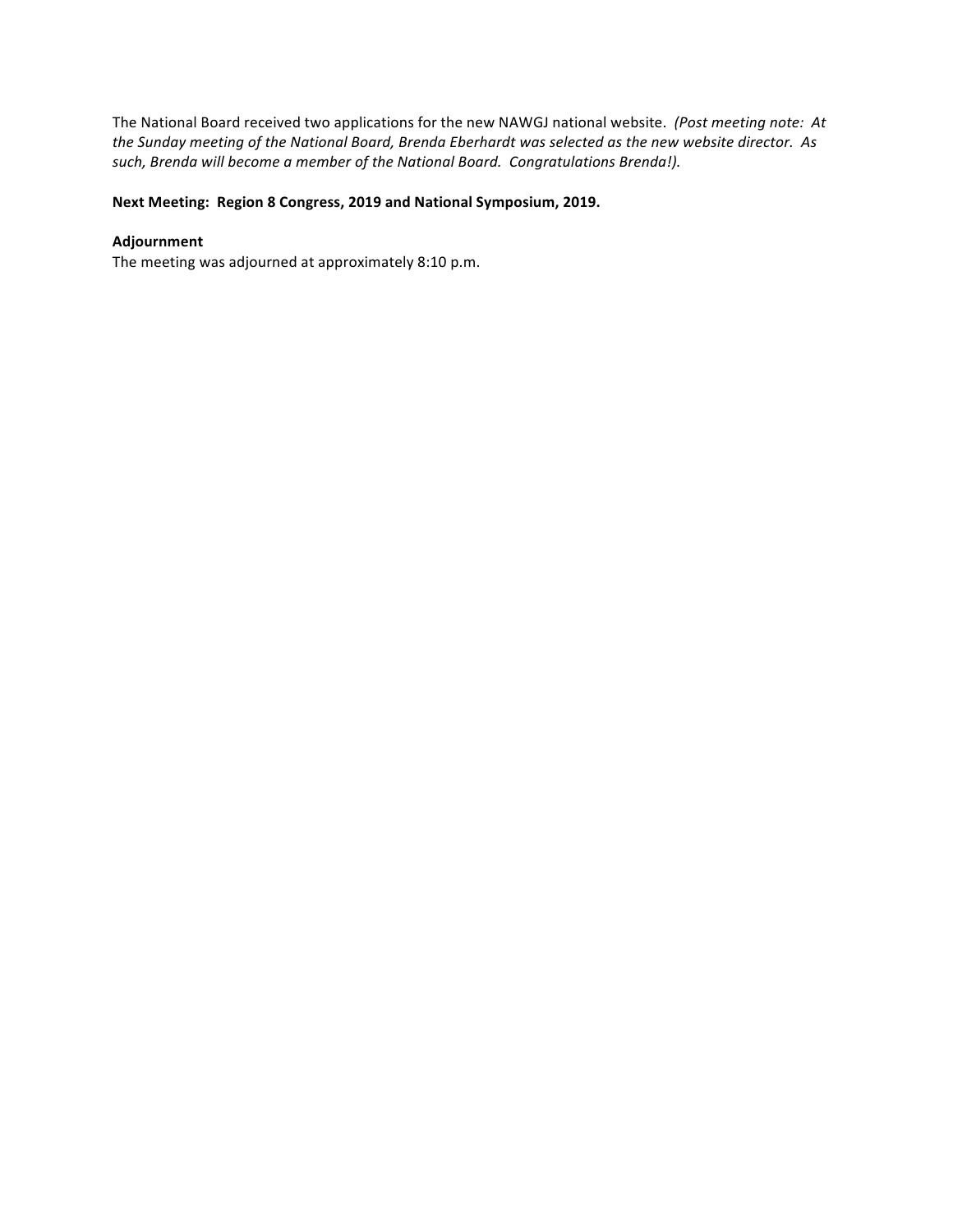The National Board received two applications for the new NAWGJ national website. *(Post meeting note: At the Sunday meeting of the National Board, Brenda Eberhardt was selected as the new website director. As such, Brenda will become a member of the National Board. Congratulations Brenda!).*

**Next Meeting: Region 8 Congress, 2019 and National Symposium, 2019.**

**Adjournment**

The meeting was adjourned at approximately 8:10 p.m.